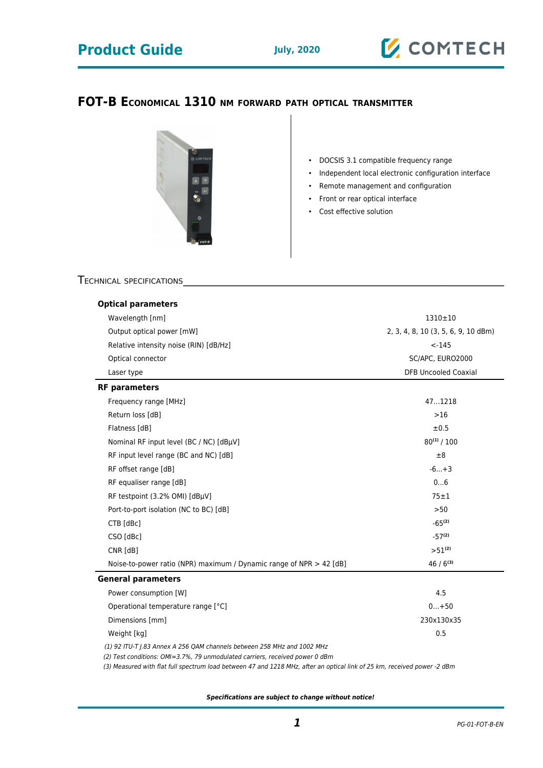# FOT-B Economical 1310 nm forward path optical transmitter

- DOCSIS 3.1 compatible frequency range
- Independent local electronic configuration interface
- Remote management and configuration
- Front or rear optical interface
- Cost effective solution

## Technical specifications

| Parameter | Value |
|---|---|
| **Optical parameters** | |
| Wavelength [nm] | 1310±10 |
| Output optical power [mW] | 2, 3, 4, 8, 10 (3, 5, 6, 9, 10 dBm) |
| Relative intensity noise (RIN) [dB/Hz] | <-145 |
| Optical connector | SC/APC, EURO2000 |
| Laser type | DFB Uncooled Coaxial |
| **RF parameters** | |
| Frequency range [MHz] | 47...1218 |
| Return loss [dB] | >16 |
| Flatness [dB] | ±0.5 |
| Nominal RF input level (BC / NC) [dBµV] | 80[1] / 100 |
| RF input level range (BC and NC) [dB] | ±8 |
| RF offset range [dB] | -6...+3 |
| RF equaliser range [dB] | 0...6 |
| RF testpoint (3.2% OMI) [dBµV] | 75±1 |
| Port-to-port isolation (NC to BC) [dB] | >50 |
| CTB [dBc] | -65[2] |
| CSO [dBc] | -57[2] |
| CNR [dB] | >51[2] |
| Noise-to-power ratio (NPR) maximum / Dynamic range of NPR > 42 [dB] | 46 / 6[3] |
| **General parameters** | |
| Power consumption [W] | 4.5 |
| Operational temperature range [°C] | 0...+50 |
| Dimensions [mm] | 230x130x35 |
| Weight [kg] | 0.5 |

*(1) 92 ITU-T J.83 Annex A 256 QAM channels between 258 MHz and 1002 MHz*
*(2) Test conditions: OMI=3.7%, 79 unmodulated carriers, received power 0 dBm*
*(3) Measured with flat full spectrum load between 47 and 1218 MHz, after an optical link of 25 km, received power -2 dBm*

***Specifications are subject to change without notice!***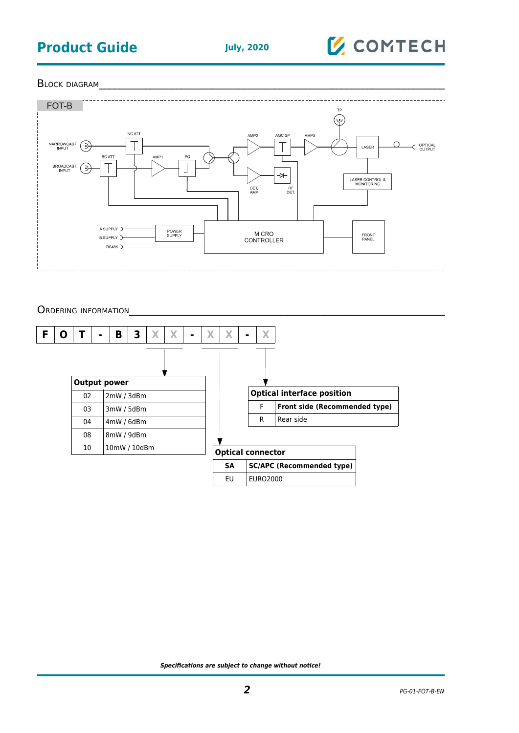## Block diagram

FOT-B

NARROWCAST INPUT
BROADCAST INPUT
NC ATT
BC ATT
AMP1
EQ
AMP2
AGC SP
AMP3
TP
LASER
OPTICAL OUTPUT
DET. AMP
RF DET.
LASER CONTROL & MONITORING
A SUPPLY
B SUPPLY
RS485
POWER SUPPLY
MICRO CONTROLLER
FRONT PANEL

## Ordering information

| F | O | T | - | B | 3 | X | X | - | X | X | - | X |
|---|---|---|---|---|---|---|---|---|---|---|---|---|

**Output power**

| | |
|---|---|
| 02 | 2mW / 3dBm |
| 03 | 3mW / 5dBm |
| 04 | 4mW / 6dBm |
| 08 | 8mW / 9dBm |
| 10 | 10mW / 10dBm |

**Optical interface position**

| | |
|---|---|
| F | **Front side (Recommended type)** |
| R | Rear side |

**Optical connector**

| | |
|---|---|
| **SA** | **SC/APC (Recommended type)** |
| EU | EURO2000 |

***Specifications are subject to change without notice!***